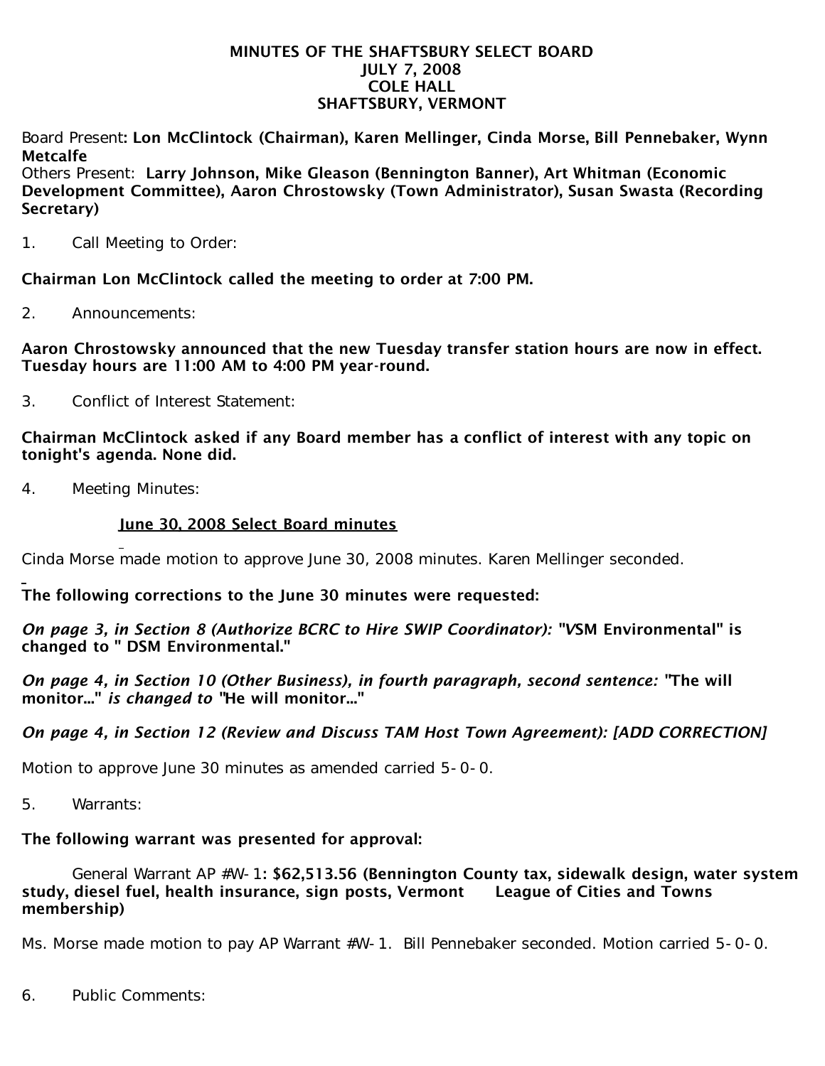# MINUTES OF THE SHAFTSBURY SELECT BOARD
## JULY 7, 2008
## COLE HALL
## SHAFTSBURY, VERMONT

Board Present: **Lon McClintock (Chairman), Karen Mellinger, Cinda Morse, Bill Pennebaker, Wynn Metcalfe**

Others Present: **Larry Johnson, Mike Gleason (Bennington Banner), Art Whitman (Economic Development Committee), Aaron Chrostowsky (Town Administrator), Susan Swasta (Recording Secretary)**

1. Call Meeting to Order:

**Chairman Lon McClintock called the meeting to order at 7:00 PM.**

2. Announcements:

**Aaron Chrostowsky announced that the new Tuesday transfer station hours are now in effect. Tuesday hours are 11:00 AM to 4:00 PM year-round.**

3. Conflict of Interest Statement:

**Chairman McClintock asked if any Board member has a conflict of interest with any topic on tonight's agenda. None did.**

4. Meeting Minutes:

**June 30, 2008 Select Board minutes**

Cinda Morse made motion to approve June 30, 2008 minutes. Karen Mellinger seconded.

**The following corrections to the June 30 minutes were requested:**

***On page 3, in Section 8 (Authorize BCRC to Hire SWIP Coordinator):* "VSM Environmental" is changed to " DSM Environmental."**

***On page 4, in Section 10 (Other Business), in fourth paragraph, second sentence:* "The will monitor..." *is changed to* "He will monitor..."**

***On page 4, in Section 12 (Review and Discuss TAM Host Town Agreement): [ADD CORRECTION]***

Motion to approve June 30 minutes as amended carried 5-0-0.

5. Warrants:

**The following warrant was presented for approval:**

General Warrant AP #W-1: **$62,513.56 (Bennington County tax, sidewalk design, water system study, diesel fuel, health insurance, sign posts, Vermont League of Cities and Towns membership)**

Ms. Morse made motion to pay AP Warrant #W-1. Bill Pennebaker seconded. Motion carried 5-0-0.

6. Public Comments: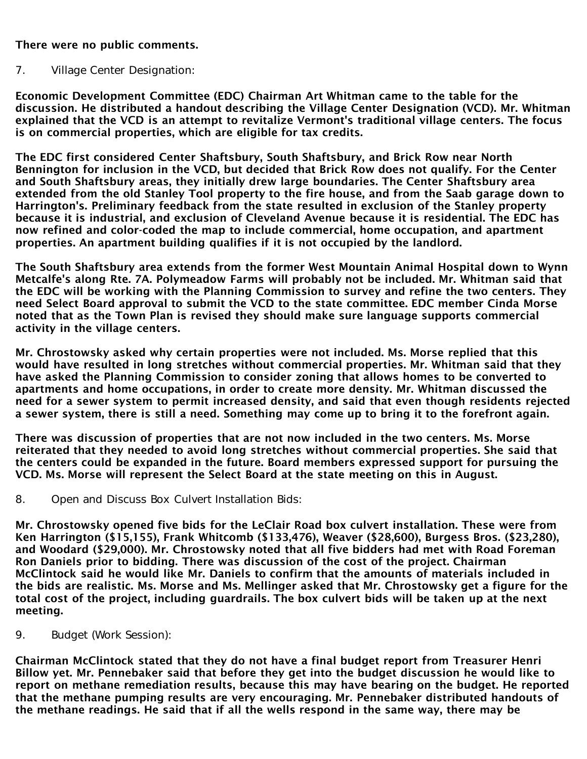**There were no public comments.**

7. Village Center Designation:

**Economic Development Committee (EDC) Chairman Art Whitman came to the table for the discussion. He distributed a handout describing the Village Center Designation (VCD). Mr. Whitman explained that the VCD is an attempt to revitalize Vermont's traditional village centers. The focus is on commercial properties, which are eligible for tax credits.**

**The EDC first considered Center Shaftsbury, South Shaftsbury, and Brick Row near North Bennington for inclusion in the VCD, but decided that Brick Row does not qualify. For the Center and South Shaftsbury areas, they initially drew large boundaries. The Center Shaftsbury area extended from the old Stanley Tool property to the fire house, and from the Saab garage down to Harrington's. Preliminary feedback from the state resulted in exclusion of the Stanley property because it is industrial, and exclusion of Cleveland Avenue because it is residential. The EDC has now refined and color-coded the map to include commercial, home occupation, and apartment properties. An apartment building qualifies if it is not occupied by the landlord.**

**The South Shaftsbury area extends from the former West Mountain Animal Hospital down to Wynn Metcalfe's along Rte. 7A. Polymeadow Farms will probably not be included. Mr. Whitman said that the EDC will be working with the Planning Commission to survey and refine the two centers. They need Select Board approval to submit the VCD to the state committee. EDC member Cinda Morse noted that as the Town Plan is revised they should make sure language supports commercial activity in the village centers.**

**Mr. Chrostowsky asked why certain properties were not included. Ms. Morse replied that this would have resulted in long stretches without commercial properties. Mr. Whitman said that they have asked the Planning Commission to consider zoning that allows homes to be converted to apartments and home occupations, in order to create more density. Mr. Whitman discussed the need for a sewer system to permit increased density, and said that even though residents rejected a sewer system, there is still a need. Something may come up to bring it to the forefront again.**

**There was discussion of properties that are not now included in the two centers. Ms. Morse reiterated that they needed to avoid long stretches without commercial properties. She said that the centers could be expanded in the future. Board members expressed support for pursuing the VCD. Ms. Morse will represent the Select Board at the state meeting on this in August.**

8. Open and Discuss Box Culvert Installation Bids:

**Mr. Chrostowsky opened five bids for the LeClair Road box culvert installation. These were from Ken Harrington ($15,155), Frank Whitcomb ($133,476), Weaver ($28,600), Burgess Bros. ($23,280), and Woodard ($29,000). Mr. Chrostowsky noted that all five bidders had met with Road Foreman Ron Daniels prior to bidding. There was discussion of the cost of the project. Chairman McClintock said he would like Mr. Daniels to confirm that the amounts of materials included in the bids are realistic. Ms. Morse and Ms. Mellinger asked that Mr. Chrostowsky get a figure for the total cost of the project, including guardrails. The box culvert bids will be taken up at the next meeting.**

9. Budget (Work Session):

**Chairman McClintock stated that they do not have a final budget report from Treasurer Henri Billow yet. Mr. Pennebaker said that before they get into the budget discussion he would like to report on methane remediation results, because this may have bearing on the budget. He reported that the methane pumping results are very encouraging. Mr. Pennebaker distributed handouts of the methane readings. He said that if all the wells respond in the same way, there may be**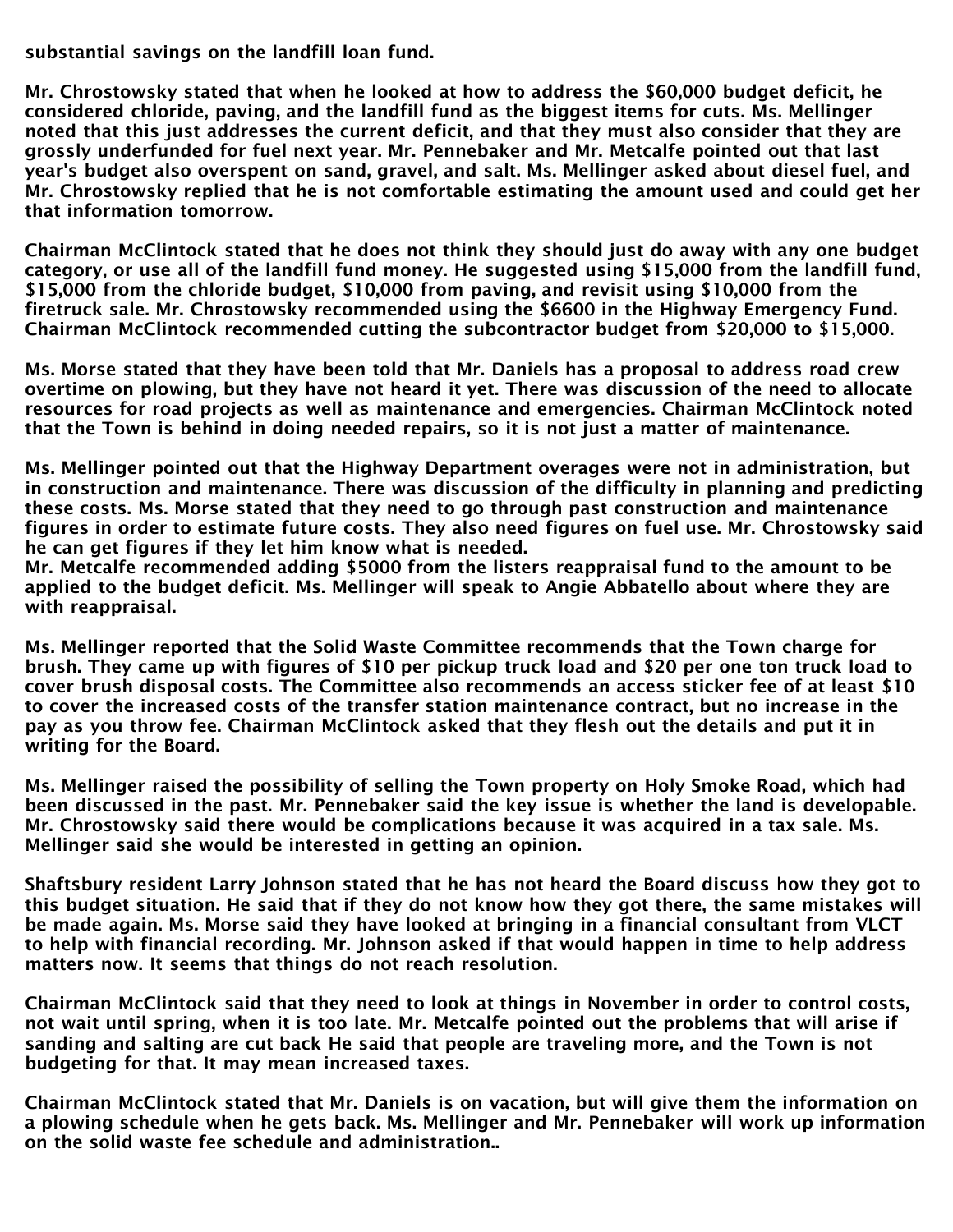substantial savings on the landfill loan fund.

Mr. Chrostowsky stated that when he looked at how to address the $60,000 budget deficit, he considered chloride, paving, and the landfill fund as the biggest items for cuts. Ms. Mellinger noted that this just addresses the current deficit, and that they must also consider that they are grossly underfunded for fuel next year. Mr. Pennebaker and Mr. Metcalfe pointed out that last year's budget also overspent on sand, gravel, and salt. Ms. Mellinger asked about diesel fuel, and Mr. Chrostowsky replied that he is not comfortable estimating the amount used and could get her that information tomorrow.

Chairman McClintock stated that he does not think they should just do away with any one budget category, or use all of the landfill fund money. He suggested using $15,000 from the landfill fund, $15,000 from the chloride budget, $10,000 from paving, and revisit using $10,000 from the firetruck sale. Mr. Chrostowsky recommended using the $6600 in the Highway Emergency Fund. Chairman McClintock recommended cutting the subcontractor budget from $20,000 to $15,000.

Ms. Morse stated that they have been told that Mr. Daniels has a proposal to address road crew overtime on plowing, but they have not heard it yet. There was discussion of the need to allocate resources for road projects as well as maintenance and emergencies. Chairman McClintock noted that the Town is behind in doing needed repairs, so it is not just a matter of maintenance.

Ms. Mellinger pointed out that the Highway Department overages were not in administration, but in construction and maintenance. There was discussion of the difficulty in planning and predicting these costs. Ms. Morse stated that they need to go through past construction and maintenance figures in order to estimate future costs. They also need figures on fuel use. Mr. Chrostowsky said he can get figures if they let him know what is needed.
Mr. Metcalfe recommended adding $5000 from the listers reappraisal fund to the amount to be applied to the budget deficit. Ms. Mellinger will speak to Angie Abbatello about where they are with reappraisal.

Ms. Mellinger reported that the Solid Waste Committee recommends that the Town charge for brush. They came up with figures of $10 per pickup truck load and $20 per one ton truck load to cover brush disposal costs. The Committee also recommends an access sticker fee of at least $10 to cover the increased costs of the transfer station maintenance contract, but no increase in the pay as you throw fee. Chairman McClintock asked that they flesh out the details and put it in writing for the Board.

Ms. Mellinger raised the possibility of selling the Town property on Holy Smoke Road, which had been discussed in the past. Mr. Pennebaker said the key issue is whether the land is developable. Mr. Chrostowsky said there would be complications because it was acquired in a tax sale. Ms. Mellinger said she would be interested in getting an opinion.

Shaftsbury resident Larry Johnson stated that he has not heard the Board discuss how they got to this budget situation. He said that if they do not know how they got there, the same mistakes will be made again. Ms. Morse said they have looked at bringing in a financial consultant from VLCT to help with financial recording. Mr. Johnson asked if that would happen in time to help address matters now. It seems that things do not reach resolution.

Chairman McClintock said that they need to look at things in November in order to control costs, not wait until spring, when it is too late. Mr. Metcalfe pointed out the problems that will arise if sanding and salting are cut back He said that people are traveling more, and the Town is not budgeting for that. It may mean increased taxes.

Chairman McClintock stated that Mr. Daniels is on vacation, but will give them the information on a plowing schedule when he gets back. Ms. Mellinger and Mr. Pennebaker will work up information on the solid waste fee schedule and administration..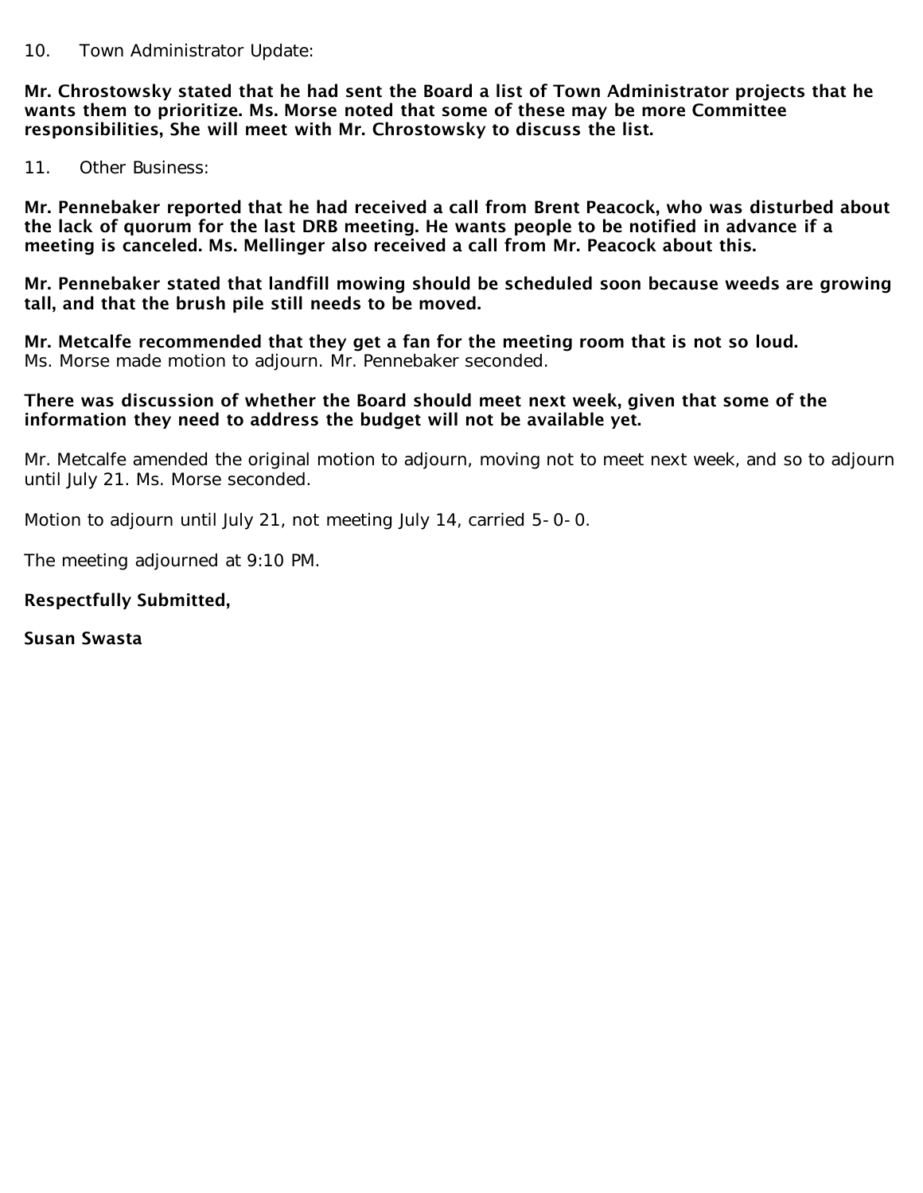10. Town Administrator Update:

**Mr. Chrostowsky stated that he had sent the Board a list of Town Administrator projects that he wants them to prioritize. Ms. Morse noted that some of these may be more Committee responsibilities, She will meet with Mr. Chrostowsky to discuss the list.**

11. Other Business:

**Mr. Pennebaker reported that he had received a call from Brent Peacock, who was disturbed about the lack of quorum for the last DRB meeting. He wants people to be notified in advance if a meeting is canceled. Ms. Mellinger also received a call from Mr. Peacock about this.**

**Mr. Pennebaker stated that landfill mowing should be scheduled soon because weeds are growing tall, and that the brush pile still needs to be moved.**

**Mr. Metcalfe recommended that they get a fan for the meeting room that is not so loud.**
Ms. Morse made motion to adjourn. Mr. Pennebaker seconded.

**There was discussion of whether the Board should meet next week, given that some of the information they need to address the budget will not be available yet.**

Mr. Metcalfe amended the original motion to adjourn, moving not to meet next week, and so to adjourn until July 21. Ms. Morse seconded.

Motion to adjourn until July 21, not meeting July 14, carried 5-0-0.

The meeting adjourned at 9:10 PM.

**Respectfully Submitted,**

**Susan Swasta**